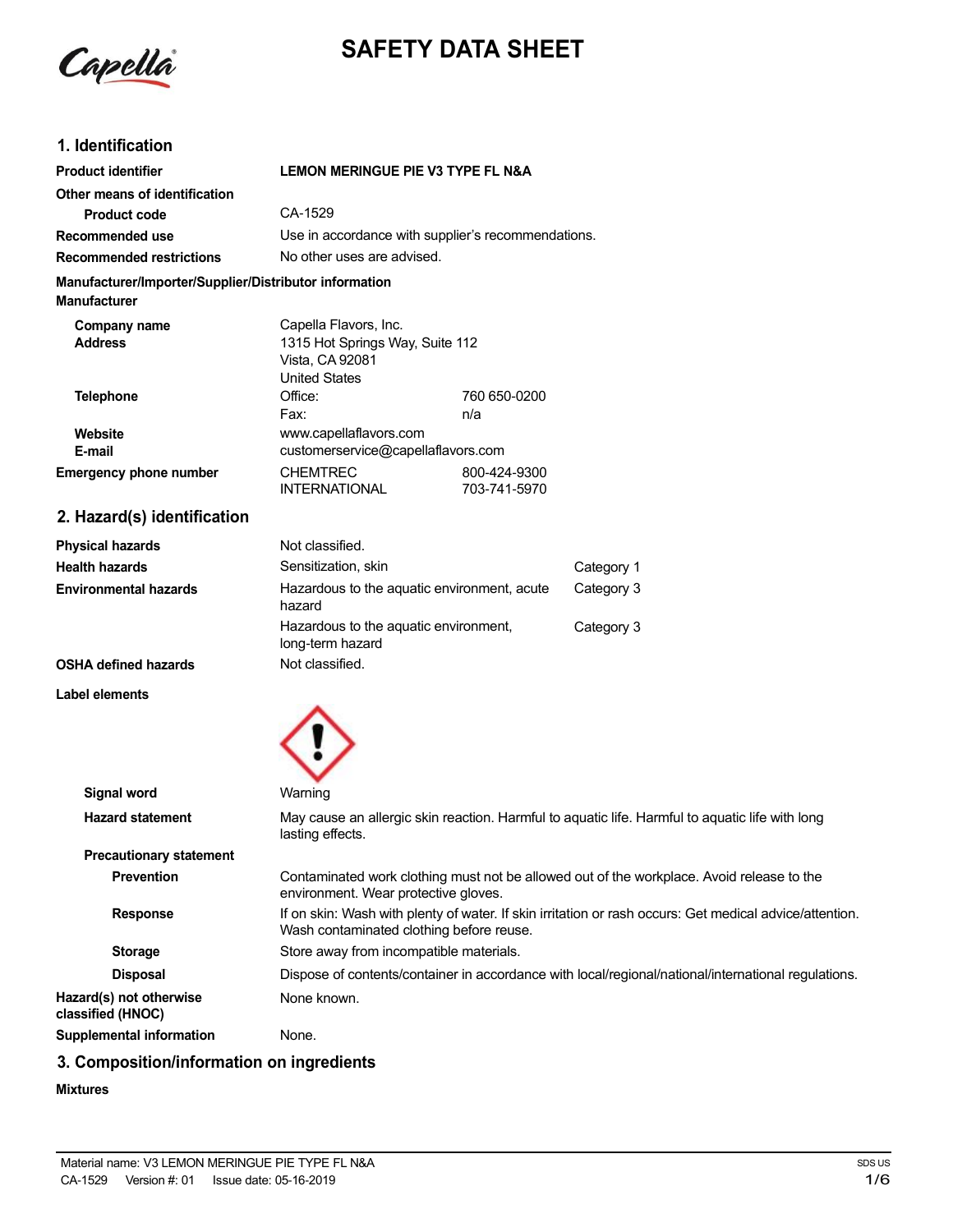# SAFETY DATA SHEET

## 1. Identification

| | | |
|---|---|---|
| **Product identifier** | **LEMON MERINGUE PIE V3 TYPE FL N&A** | |
| **Other means of identification** | | |
| **Product code** | CA-1529 | |
| **Recommended use** | Use in accordance with supplier's recommendations. | |
| **Recommended restrictions** | No other uses are advised. | |

**Manufacturer/Importer/Supplier/Distributor information**

**Manufacturer**

| | | |
|---|---|---|
| **Company name** | Capella Flavors, Inc. | |
| **Address** | 1315 Hot Springs Way, Suite 112<br>Vista, CA 92081<br>United States | |
| **Telephone** | Office: | 760 650-0200 |
| | Fax: | n/a |
| **Website** | www.capellaflavors.com | |
| **E-mail** | customerservice@capellaflavors.com | |
| **Emergency phone number** | CHEMTREC | 800-424-9300 |
| | INTERNATIONAL | 703-741-5970 |

## 2. Hazard(s) identification

| | | |
|---|---|---|
| **Physical hazards** | Not classified. | |
| **Health hazards** | Sensitization, skin | Category 1 |
| **Environmental hazards** | Hazardous to the aquatic environment, acute hazard | Category 3 |
| | Hazardous to the aquatic environment, long-term hazard | Category 3 |
| **OSHA defined hazards** | Not classified. | |

**Label elements**

| | |
|---|---|
| **Signal word** | Warning |
| **Hazard statement** | May cause an allergic skin reaction. Harmful to aquatic life. Harmful to aquatic life with long lasting effects. |
| **Precautionary statement** | |
| **Prevention** | Contaminated work clothing must not be allowed out of the workplace. Avoid release to the environment. Wear protective gloves. |
| **Response** | If on skin: Wash with plenty of water. If skin irritation or rash occurs: Get medical advice/attention. Wash contaminated clothing before reuse. |
| **Storage** | Store away from incompatible materials. |
| **Disposal** | Dispose of contents/container in accordance with local/regional/national/international regulations. |
| **Hazard(s) not otherwise classified (HNOC)** | None known. |
| **Supplemental information** | None. |

## 3. Composition/information on ingredients

**Mixtures**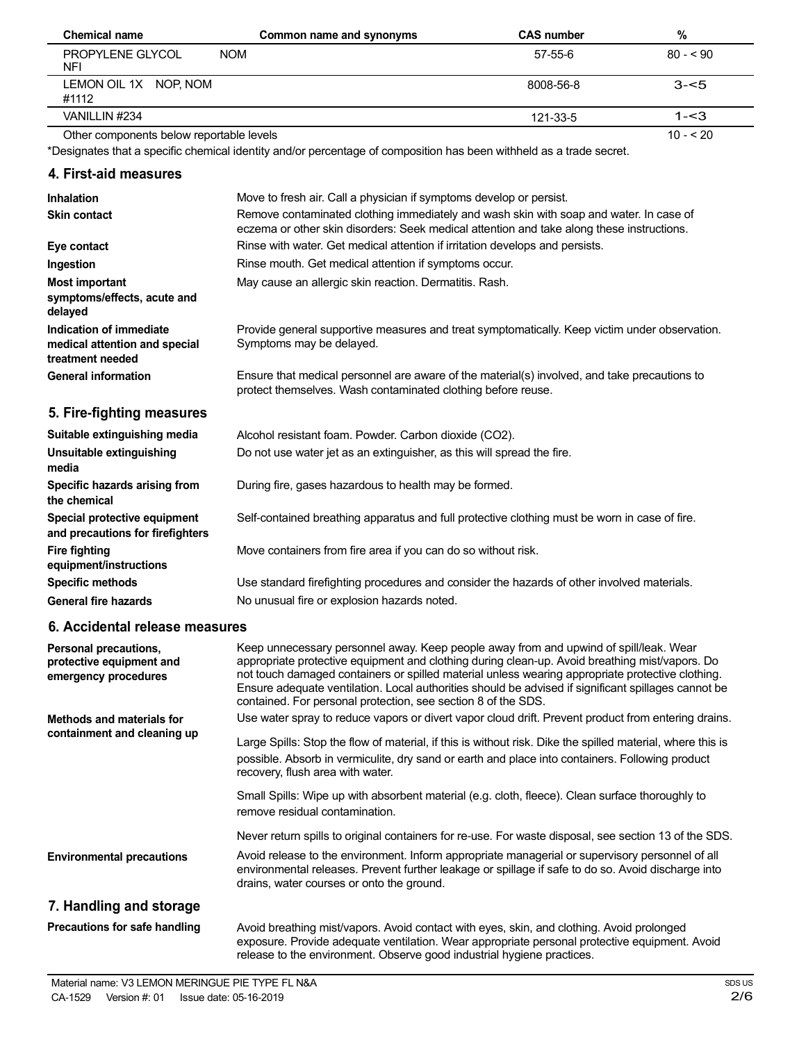| Chemical name | Common name and synonyms | CAS number | % |
| --- | --- | --- | --- |
| PROPYLENE GLYCOL NFI | NOM | 57-55-6 | 80 - < 90 |
| LEMON OIL 1X NOP, NOM #1112 | | 8008-56-8 | 3-<5 |
| VANILLIN #234 | | 121-33-5 | 1-<3 |
| Other components below reportable levels | | | 10 - < 20 |

*Designates that a specific chemical identity and/or percentage of composition has been withheld as a trade secret.

## 4. First-aid measures

**Inhalation** Move to fresh air. Call a physician if symptoms develop or persist.

**Skin contact** Remove contaminated clothing immediately and wash skin with soap and water. In case of eczema or other skin disorders: Seek medical attention and take along these instructions.

**Eye contact** Rinse with water. Get medical attention if irritation develops and persists.

**Ingestion** Rinse mouth. Get medical attention if symptoms occur.

**Most important symptoms/effects, acute and delayed** May cause an allergic skin reaction. Dermatitis. Rash.

**Indication of immediate medical attention and special treatment needed** Provide general supportive measures and treat symptomatically. Keep victim under observation. Symptoms may be delayed.

**General information** Ensure that medical personnel are aware of the material(s) involved, and take precautions to protect themselves. Wash contaminated clothing before reuse.

## 5. Fire-fighting measures

**Suitable extinguishing media** Alcohol resistant foam. Powder. Carbon dioxide ($CO_2$).

**Unsuitable extinguishing media** Do not use water jet as an extinguisher, as this will spread the fire.

**Specific hazards arising from the chemical** During fire, gases hazardous to health may be formed.

**Special protective equipment and precautions for firefighters** Self-contained breathing apparatus and full protective clothing must be worn in case of fire.

**Fire fighting equipment/instructions** Move containers from fire area if you can do so without risk.

**Specific methods** Use standard firefighting procedures and consider the hazards of other involved materials.

**General fire hazards** No unusual fire or explosion hazards noted.

## 6. Accidental release measures

**Personal precautions, protective equipment and emergency procedures** Keep unnecessary personnel away. Keep people away from and upwind of spill/leak. Wear appropriate protective equipment and clothing during clean-up. Avoid breathing mist/vapors. Do not touch damaged containers or spilled material unless wearing appropriate protective clothing. Ensure adequate ventilation. Local authorities should be advised if significant spillages cannot be contained. For personal protection, see section 8 of the SDS.

**Methods and materials for containment and cleaning up** Use water spray to reduce vapors or divert vapor cloud drift. Prevent product from entering drains.

Large Spills: Stop the flow of material, if this is without risk. Dike the spilled material, where this is possible. Absorb in vermiculite, dry sand or earth and place into containers. Following product recovery, flush area with water.

Small Spills: Wipe up with absorbent material (e.g. cloth, fleece). Clean surface thoroughly to remove residual contamination.

Never return spills to original containers for re-use. For waste disposal, see section 13 of the SDS.

**Environmental precautions** Avoid release to the environment. Inform appropriate managerial or supervisory personnel of all environmental releases. Prevent further leakage or spillage if safe to do so. Avoid discharge into drains, water courses or onto the ground.

## 7. Handling and storage

**Precautions for safe handling** Avoid breathing mist/vapors. Avoid contact with eyes, skin, and clothing. Avoid prolonged exposure. Provide adequate ventilation. Wear appropriate personal protective equipment. Avoid release to the environment. Observe good industrial hygiene practices.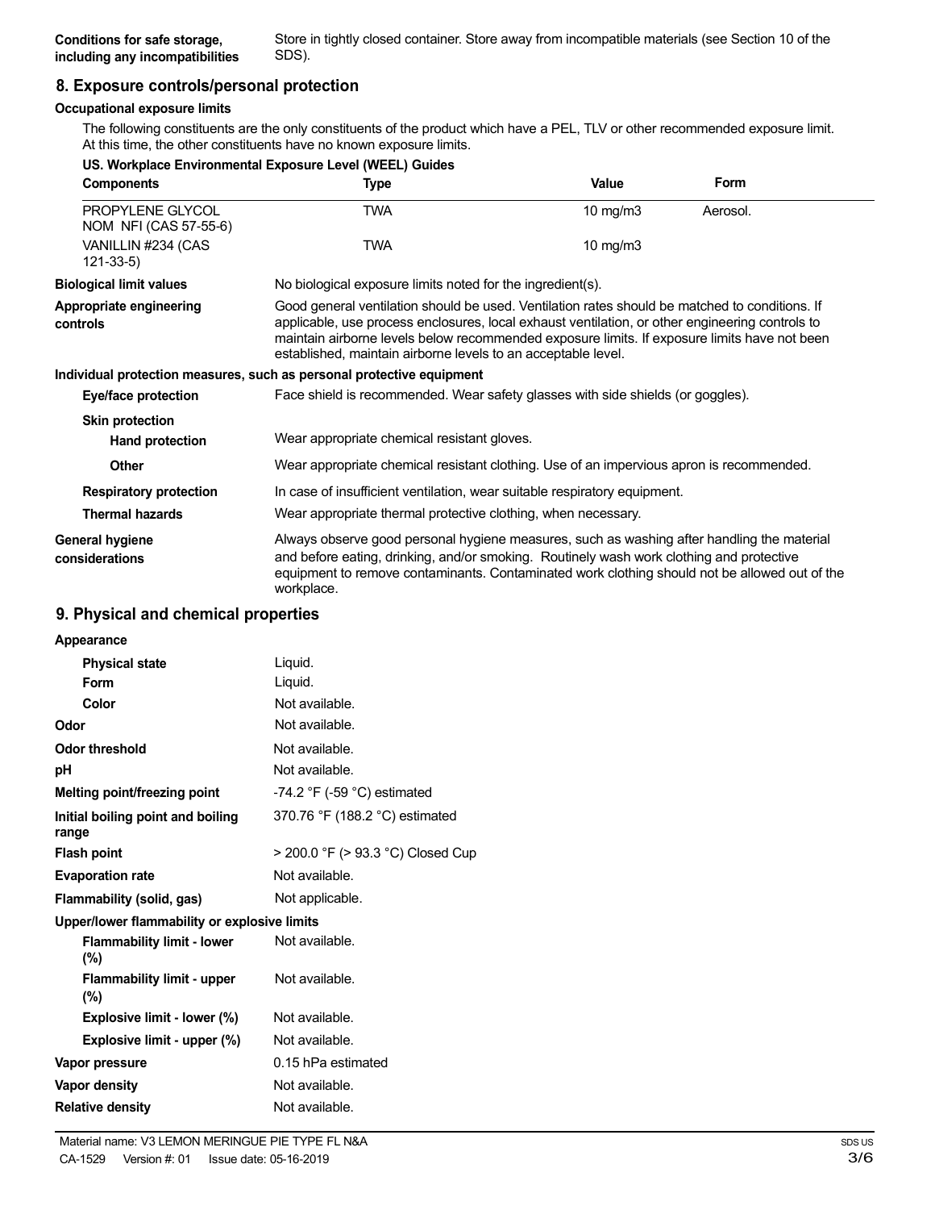| Conditions for safe storage, including any incompatibilities | Store in tightly closed container. Store away from incompatible materials (see Section 10 of the SDS). |
|---|---|

## 8. Exposure controls/personal protection

**Occupational exposure limits**

The following constituents are the only constituents of the product which have a PEL, TLV or other recommended exposure limit. At this time, the other constituents have no known exposure limits.

**US. Workplace Environmental Exposure Level (WEEL) Guides**

| Components | Type | Value | Form |
|---|---|---|---|
| PROPYLENE GLYCOL NOM NFI (CAS 57-55-6) | TWA | 10 mg/m3 | Aerosol. |
| VANILLIN #234 (CAS 121-33-5) | TWA | 10 mg/m3 | |

**Biological limit values** No biological exposure limits noted for the ingredient(s).

**Appropriate engineering controls** Good general ventilation should be used. Ventilation rates should be matched to conditions. If applicable, use process enclosures, local exhaust ventilation, or other engineering controls to maintain airborne levels below recommended exposure limits. If exposure limits have not been established, maintain airborne levels to an acceptable level.

**Individual protection measures, such as personal protective equipment**

**Eye/face protection** Face shield is recommended. Wear safety glasses with side shields (or goggles).

**Skin protection**

**Hand protection** Wear appropriate chemical resistant gloves.

**Other** Wear appropriate chemical resistant clothing. Use of an impervious apron is recommended.

**Respiratory protection** In case of insufficient ventilation, wear suitable respiratory equipment.

**Thermal hazards** Wear appropriate thermal protective clothing, when necessary.

**General hygiene considerations** Always observe good personal hygiene measures, such as washing after handling the material and before eating, drinking, and/or smoking. Routinely wash work clothing and protective equipment to remove contaminants. Contaminated work clothing should not be allowed out of the workplace.

## 9. Physical and chemical properties

| Property | Value |
|---|---|
| **Appearance** | |
| Physical state | Liquid. |
| Form | Liquid. |
| Color | Not available. |
| **Odor** | Not available. |
| **Odor threshold** | Not available. |
| **pH** | Not available. |
| **Melting point/freezing point** | -74.2 °F (-59 °C) estimated |
| **Initial boiling point and boiling range** | 370.76 °F (188.2 °C) estimated |
| **Flash point** | > 200.0 °F (> 93.3 °C) Closed Cup |
| **Evaporation rate** | Not available. |
| **Flammability (solid, gas)** | Not applicable. |
| **Upper/lower flammability or explosive limits** | |
| Flammability limit - lower (%) | Not available. |
| Flammability limit - upper (%) | Not available. |
| Explosive limit - lower (%) | Not available. |
| Explosive limit - upper (%) | Not available. |
| **Vapor pressure** | 0.15 hPa estimated |
| **Vapor density** | Not available. |
| **Relative density** | Not available. |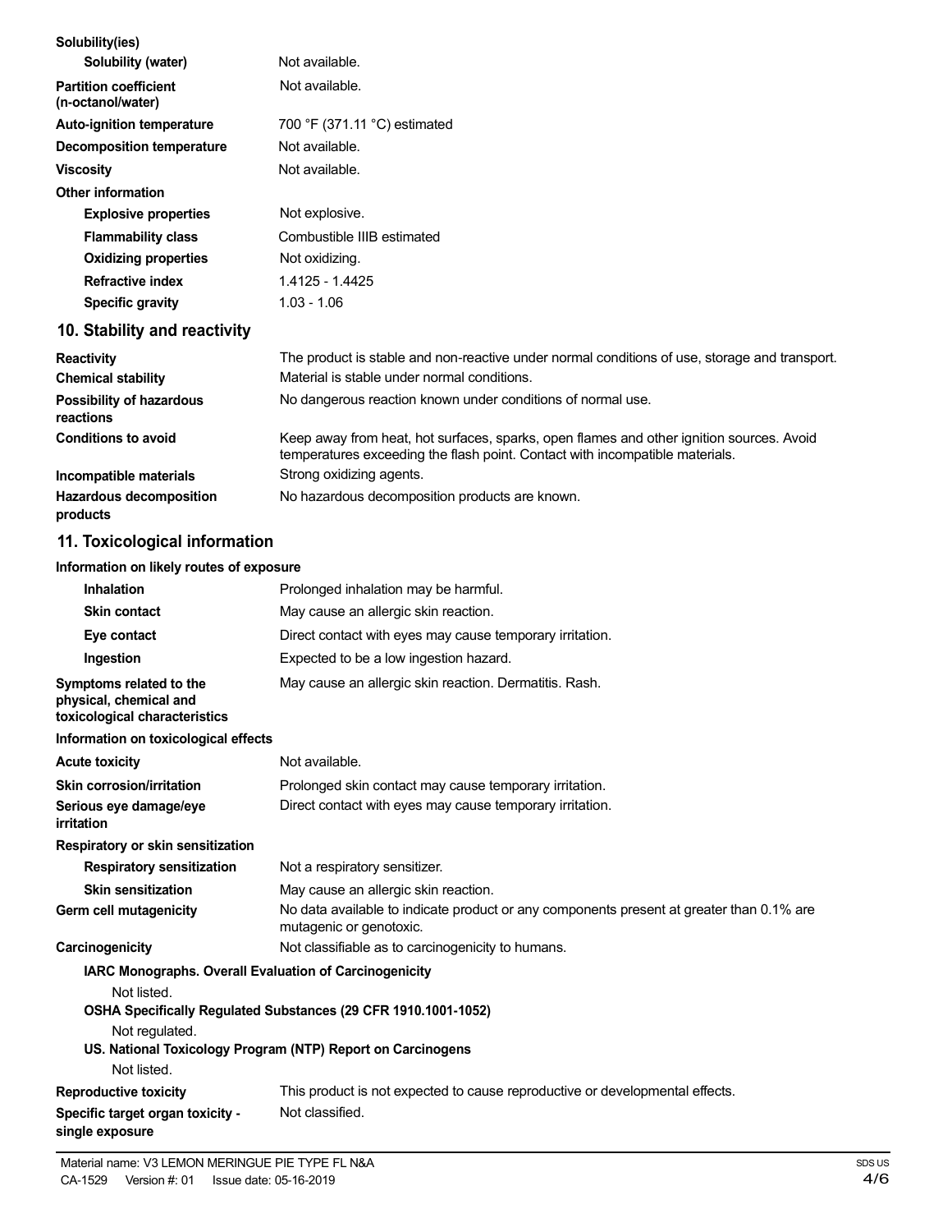**Solubility(ies)**

| | |
|---|---|
| **Solubility (water)** | Not available. |
| **Partition coefficient (n-octanol/water)** | Not available. |
| **Auto-ignition temperature** | 700 °F (371.11 °C) estimated |
| **Decomposition temperature** | Not available. |
| **Viscosity** | Not available. |

**Other information**

| | |
|---|---|
| **Explosive properties** | Not explosive. |
| **Flammability class** | Combustible IIIB estimated |
| **Oxidizing properties** | Not oxidizing. |
| **Refractive index** | 1.4125 - 1.4425 |
| **Specific gravity** | 1.03 - 1.06 |

## 10. Stability and reactivity

| | |
|---|---|
| **Reactivity** | The product is stable and non-reactive under normal conditions of use, storage and transport. |
| **Chemical stability** | Material is stable under normal conditions. |
| **Possibility of hazardous reactions** | No dangerous reaction known under conditions of normal use. |
| **Conditions to avoid** | Keep away from heat, hot surfaces, sparks, open flames and other ignition sources. Avoid temperatures exceeding the flash point. Contact with incompatible materials. |
| **Incompatible materials** | Strong oxidizing agents. |
| **Hazardous decomposition products** | No hazardous decomposition products are known. |

## 11. Toxicological information

**Information on likely routes of exposure**

| | |
|---|---|
| **Inhalation** | Prolonged inhalation may be harmful. |
| **Skin contact** | May cause an allergic skin reaction. |
| **Eye contact** | Direct contact with eyes may cause temporary irritation. |
| **Ingestion** | Expected to be a low ingestion hazard. |
| **Symptoms related to the physical, chemical and toxicological characteristics** | May cause an allergic skin reaction. Dermatitis. Rash. |

**Information on toxicological effects**

| | |
|---|---|
| **Acute toxicity** | Not available. |
| **Skin corrosion/irritation** | Prolonged skin contact may cause temporary irritation. |
| **Serious eye damage/eye irritation** | Direct contact with eyes may cause temporary irritation. |

**Respiratory or skin sensitization**

| | |
|---|---|
| **Respiratory sensitization** | Not a respiratory sensitizer. |
| **Skin sensitization** | May cause an allergic skin reaction. |
| **Germ cell mutagenicity** | No data available to indicate product or any components present at greater than 0.1% are mutagenic or genotoxic. |
| **Carcinogenicity** | Not classifiable as to carcinogenicity to humans. |

**IARC Monographs. Overall Evaluation of Carcinogenicity**

Not listed.

**OSHA Specifically Regulated Substances (29 CFR 1910.1001-1052)**

Not regulated.

**US. National Toxicology Program (NTP) Report on Carcinogens**

Not listed.

| | |
|---|---|
| **Reproductive toxicity** | This product is not expected to cause reproductive or developmental effects. |
| **Specific target organ toxicity - single exposure** | Not classified. |

Material name: V3 LEMON MERINGUE PIE TYPE FL N&A

CA-1529 Version #: 01 Issue date: 05-16-2019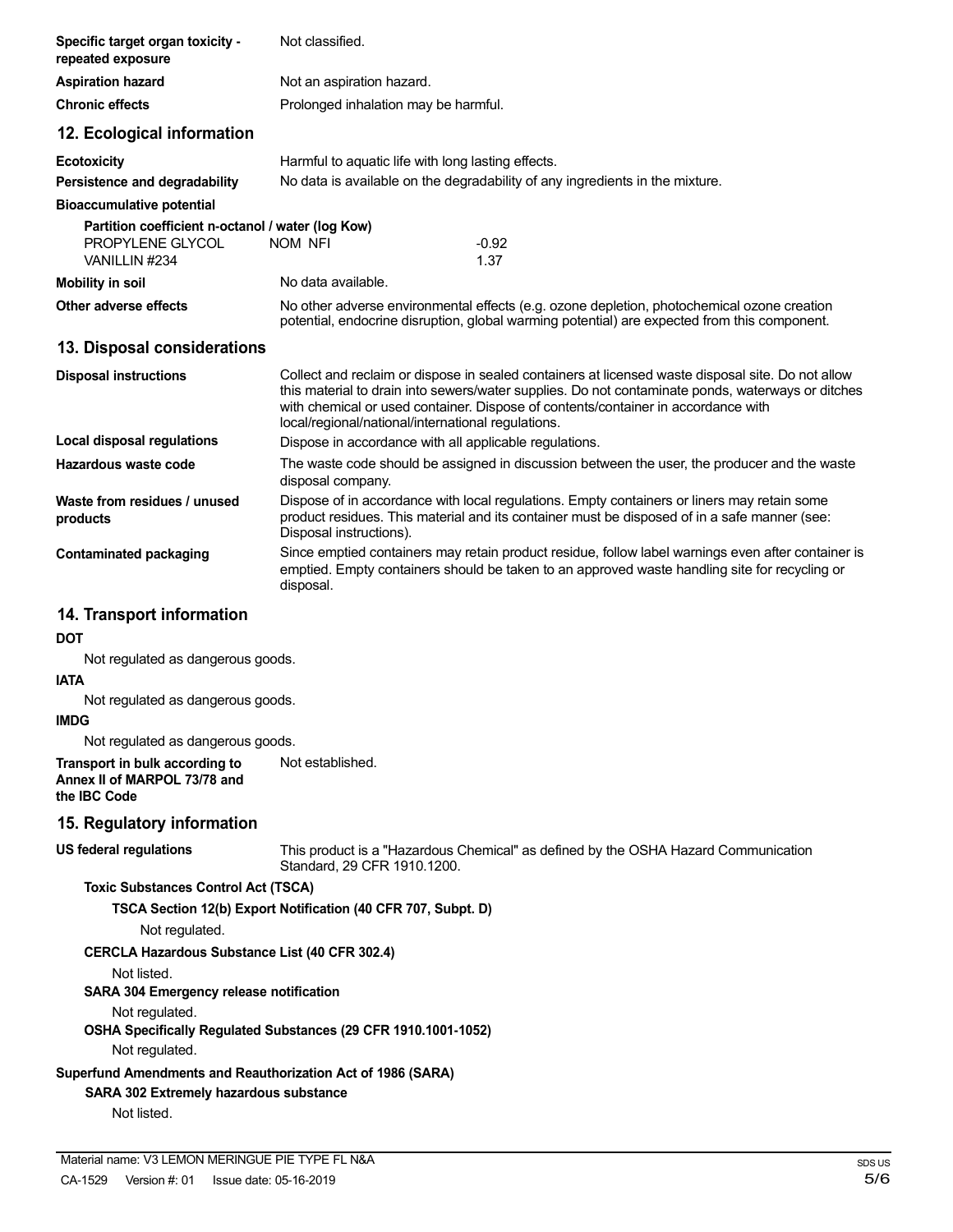| | |
|---|---|
| **Specific target organ toxicity - repeated exposure** | Not classified. |
| **Aspiration hazard** | Not an aspiration hazard. |
| **Chronic effects** | Prolonged inhalation may be harmful. |

## 12. Ecological information

| | |
|---|---|
| **Ecotoxicity** | Harmful to aquatic life with long lasting effects. |
| **Persistence and degradability** | No data is available on the degradability of any ingredients in the mixture. |

**Bioaccumulative potential**

**Partition coefficient n-octanol / water (log Kow)**

| | | |
|---|---|---|
| PROPYLENE GLYCOL | NOM NFI | -0.92 |
| VANILLIN #234 | | 1.37 |

| | |
|---|---|
| **Mobility in soil** | No data available. |
| **Other adverse effects** | No other adverse environmental effects (e.g. ozone depletion, photochemical ozone creation potential, endocrine disruption, global warming potential) are expected from this component. |

## 13. Disposal considerations

| | |
|---|---|
| **Disposal instructions** | Collect and reclaim or dispose in sealed containers at licensed waste disposal site. Do not allow this material to drain into sewers/water supplies. Do not contaminate ponds, waterways or ditches with chemical or used container. Dispose of contents/container in accordance with local/regional/national/international regulations. |
| **Local disposal regulations** | Dispose in accordance with all applicable regulations. |
| **Hazardous waste code** | The waste code should be assigned in discussion between the user, the producer and the waste disposal company. |
| **Waste from residues / unused products** | Dispose of in accordance with local regulations. Empty containers or liners may retain some product residues. This material and its container must be disposed of in a safe manner (see: Disposal instructions). |
| **Contaminated packaging** | Since emptied containers may retain product residue, follow label warnings even after container is emptied. Empty containers should be taken to an approved waste handling site for recycling or disposal. |

## 14. Transport information

**DOT**

Not regulated as dangerous goods.

**IATA**

Not regulated as dangerous goods.

**IMDG**

Not regulated as dangerous goods.

| | |
|---|---|
| **Transport in bulk according to Annex II of MARPOL 73/78 and the IBC Code** | Not established. |

## 15. Regulatory information

| | |
|---|---|
| **US federal regulations** | This product is a "Hazardous Chemical" as defined by the OSHA Hazard Communication Standard, 29 CFR 1910.1200. |

**Toxic Substances Control Act (TSCA)**

**TSCA Section 12(b) Export Notification (40 CFR 707, Subpt. D)**

Not regulated.

**CERCLA Hazardous Substance List (40 CFR 302.4)**

Not listed.

**SARA 304 Emergency release notification**

Not regulated.

**OSHA Specifically Regulated Substances (29 CFR 1910.1001-1052)**

Not regulated.

**Superfund Amendments and Reauthorization Act of 1986 (SARA)**

**SARA 302 Extremely hazardous substance**

Not listed.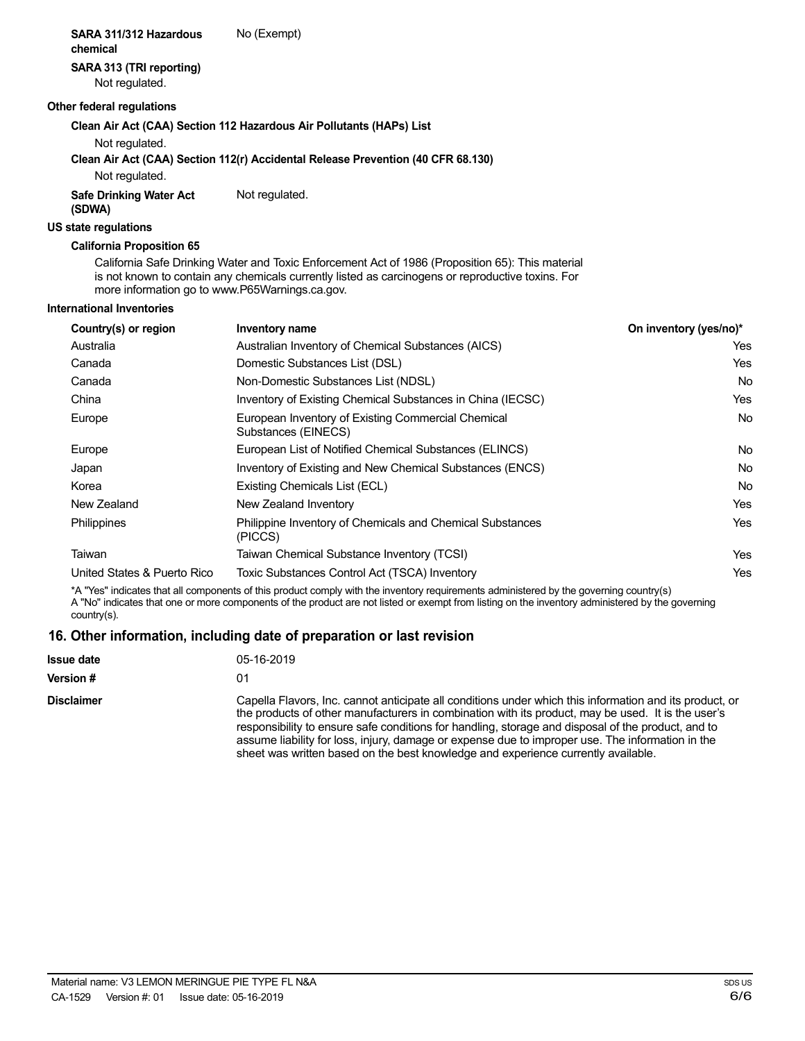**SARA 311/312 Hazardous chemical** No (Exempt)

**SARA 313 (TRI reporting)**

Not regulated.

**Other federal regulations**

**Clean Air Act (CAA) Section 112 Hazardous Air Pollutants (HAPs) List**

Not regulated.

**Clean Air Act (CAA) Section 112(r) Accidental Release Prevention (40 CFR 68.130)**

Not regulated.

**Safe Drinking Water Act (SDWA)** Not regulated.

**US state regulations**

**California Proposition 65**

California Safe Drinking Water and Toxic Enforcement Act of 1986 (Proposition 65): This material is not known to contain any chemicals currently listed as carcinogens or reproductive toxins. For more information go to www.P65Warnings.ca.gov.

**International Inventories**

| Country(s) or region | Inventory name | On inventory (yes/no)* |
| --- | --- | --- |
| Australia | Australian Inventory of Chemical Substances (AICS) | Yes |
| Canada | Domestic Substances List (DSL) | Yes |
| Canada | Non-Domestic Substances List (NDSL) | No |
| China | Inventory of Existing Chemical Substances in China (IECSC) | Yes |
| Europe | European Inventory of Existing Commercial Chemical Substances (EINECS) | No |
| Europe | European List of Notified Chemical Substances (ELINCS) | No |
| Japan | Inventory of Existing and New Chemical Substances (ENCS) | No |
| Korea | Existing Chemicals List (ECL) | No |
| New Zealand | New Zealand Inventory | Yes |
| Philippines | Philippine Inventory of Chemicals and Chemical Substances (PICCS) | Yes |
| Taiwan | Taiwan Chemical Substance Inventory (TCSI) | Yes |
| United States & Puerto Rico | Toxic Substances Control Act (TSCA) Inventory | Yes |

*A "Yes" indicates that all components of this product comply with the inventory requirements administered by the governing country(s)
A "No" indicates that one or more components of the product are not listed or exempt from listing on the inventory administered by the governing country(s).

## 16. Other information, including date of preparation or last revision

**Issue date** 05-16-2019

**Version #** 01

**Disclaimer** Capella Flavors, Inc. cannot anticipate all conditions under which this information and its product, or the products of other manufacturers in combination with its product, may be used. It is the user's responsibility to ensure safe conditions for handling, storage and disposal of the product, and to assume liability for loss, injury, damage or expense due to improper use. The information in the sheet was written based on the best knowledge and experience currently available.